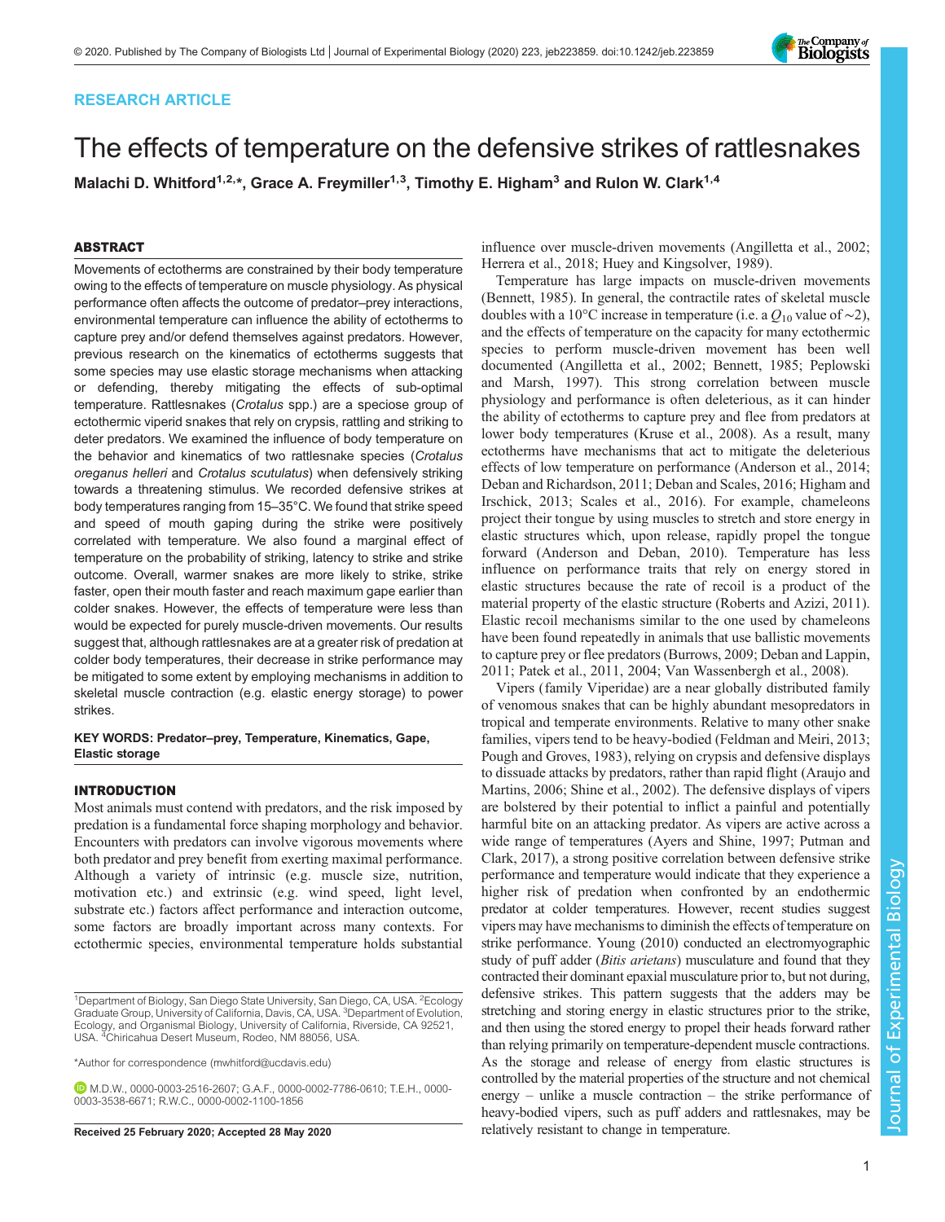RESEARCH ARTICLE

# The effects of temperature on the defensive strikes of rattlesnakes

**Malachi D. Whitford[1,2,*], Grace A. Freymiller[1,3], Timothy E. Higham[3] and Rulon W. Clark[1,4]**

## ABSTRACT

Movements of ectotherms are constrained by their body temperature owing to the effects of temperature on muscle physiology. As physical performance often affects the outcome of predator–prey interactions, environmental temperature can influence the ability of ectotherms to capture prey and/or defend themselves against predators. However, previous research on the kinematics of ectotherms suggests that some species may use elastic storage mechanisms when attacking or defending, thereby mitigating the effects of sub-optimal temperature. Rattlesnakes (*Crotalus* spp.) are a speciose group of ectothermic viperid snakes that rely on crypsis, rattling and striking to deter predators. We examined the influence of body temperature on the behavior and kinematics of two rattlesnake species (*Crotalus oreganus helleri* and *Crotalus scutulatus*) when defensively striking towards a threatening stimulus. We recorded defensive strikes at body temperatures ranging from 15–35°C. We found that strike speed and speed of mouth gaping during the strike were positively correlated with temperature. We also found a marginal effect of temperature on the probability of striking, latency to strike and strike outcome. Overall, warmer snakes are more likely to strike, strike faster, open their mouth faster and reach maximum gape earlier than colder snakes. However, the effects of temperature were less than would be expected for purely muscle-driven movements. Our results suggest that, although rattlesnakes are at a greater risk of predation at colder body temperatures, their decrease in strike performance may be mitigated to some extent by employing mechanisms in addition to skeletal muscle contraction (e.g. elastic energy storage) to power strikes.

**KEY WORDS: Predator–prey, Temperature, Kinematics, Gape, Elastic storage**

## INTRODUCTION

Most animals must contend with predators, and the risk imposed by predation is a fundamental force shaping morphology and behavior. Encounters with predators can involve vigorous movements where both predator and prey benefit from exerting maximal performance. Although a variety of intrinsic (e.g. muscle size, nutrition, motivation etc.) and extrinsic (e.g. wind speed, light level, substrate etc.) factors affect performance and interaction outcome, some factors are broadly important across many contexts. For ectothermic species, environmental temperature holds substantial influence over muscle-driven movements (Angilletta et al., 2002; Herrera et al., 2018; Huey and Kingsolver, 1989).

Temperature has large impacts on muscle-driven movements (Bennett, 1985). In general, the contractile rates of skeletal muscle doubles with a 10°C increase in temperature (i.e. a $Q_{10}$ value of ∼2), and the effects of temperature on the capacity for many ectothermic species to perform muscle-driven movement has been well documented (Angilletta et al., 2002; Bennett, 1985; Peplowski and Marsh, 1997). This strong correlation between muscle physiology and performance is often deleterious, as it can hinder the ability of ectotherms to capture prey and flee from predators at lower body temperatures (Kruse et al., 2008). As a result, many ectotherms have mechanisms that act to mitigate the deleterious effects of low temperature on performance (Anderson et al., 2014; Deban and Richardson, 2011; Deban and Scales, 2016; Higham and Irschick, 2013; Scales et al., 2016). For example, chameleons project their tongue by using muscles to stretch and store energy in elastic structures which, upon release, rapidly propel the tongue forward (Anderson and Deban, 2010). Temperature has less influence on performance traits that rely on energy stored in elastic structures because the rate of recoil is a product of the material property of the elastic structure (Roberts and Azizi, 2011). Elastic recoil mechanisms similar to the one used by chameleons have been found repeatedly in animals that use ballistic movements to capture prey or flee predators (Burrows, 2009; Deban and Lappin, 2011; Patek et al., 2011, 2004; Van Wassenbergh et al., 2008).

Vipers (family Viperidae) are a near globally distributed family of venomous snakes that can be highly abundant mesopredators in tropical and temperate environments. Relative to many other snake families, vipers tend to be heavy-bodied (Feldman and Meiri, 2013; Pough and Groves, 1983), relying on crypsis and defensive displays to dissuade attacks by predators, rather than rapid flight (Araujo and Martins, 2006; Shine et al., 2002). The defensive displays of vipers are bolstered by their potential to inflict a painful and potentially harmful bite on an attacking predator. As vipers are active across a wide range of temperatures (Ayers and Shine, 1997; Putman and Clark, 2017), a strong positive correlation between defensive strike performance and temperature would indicate that they experience a higher risk of predation when confronted by an endothermic predator at colder temperatures. However, recent studies suggest vipers may have mechanisms to diminish the effects of temperature on strike performance. Young (2010) conducted an electromyographic study of puff adder (*Bitis arietans*) musculature and found that they contracted their dominant epaxial musculature prior to, but not during, defensive strikes. This pattern suggests that the adders may be stretching and storing energy in elastic structures prior to the strike, and then using the stored energy to propel their heads forward rather than relying primarily on temperature-dependent muscle contractions. As the storage and release of energy from elastic structures is controlled by the material properties of the structure and not chemical energy – unlike a muscle contraction – the strike performance of heavy-bodied vipers, such as puff adders and rattlesnakes, may be relatively resistant to change in temperature.

[1]Department of Biology, San Diego State University, San Diego, CA, USA. [2]Ecology Graduate Group, University of California, Davis, CA, USA. [3]Department of Evolution, Ecology, and Organismal Biology, University of California, Riverside, CA 92521, USA. [4]Chiricahua Desert Museum, Rodeo, NM 88056, USA.

*Author for correspondence (mwhitford@ucdavis.edu)

M.D.W., 0000-0003-2516-2607; G.A.F., 0000-0002-7786-0610; T.E.H., 0000-0003-3538-6671; R.W.C., 0000-0002-1100-1856

**Received 25 February 2020; Accepted 28 May 2020**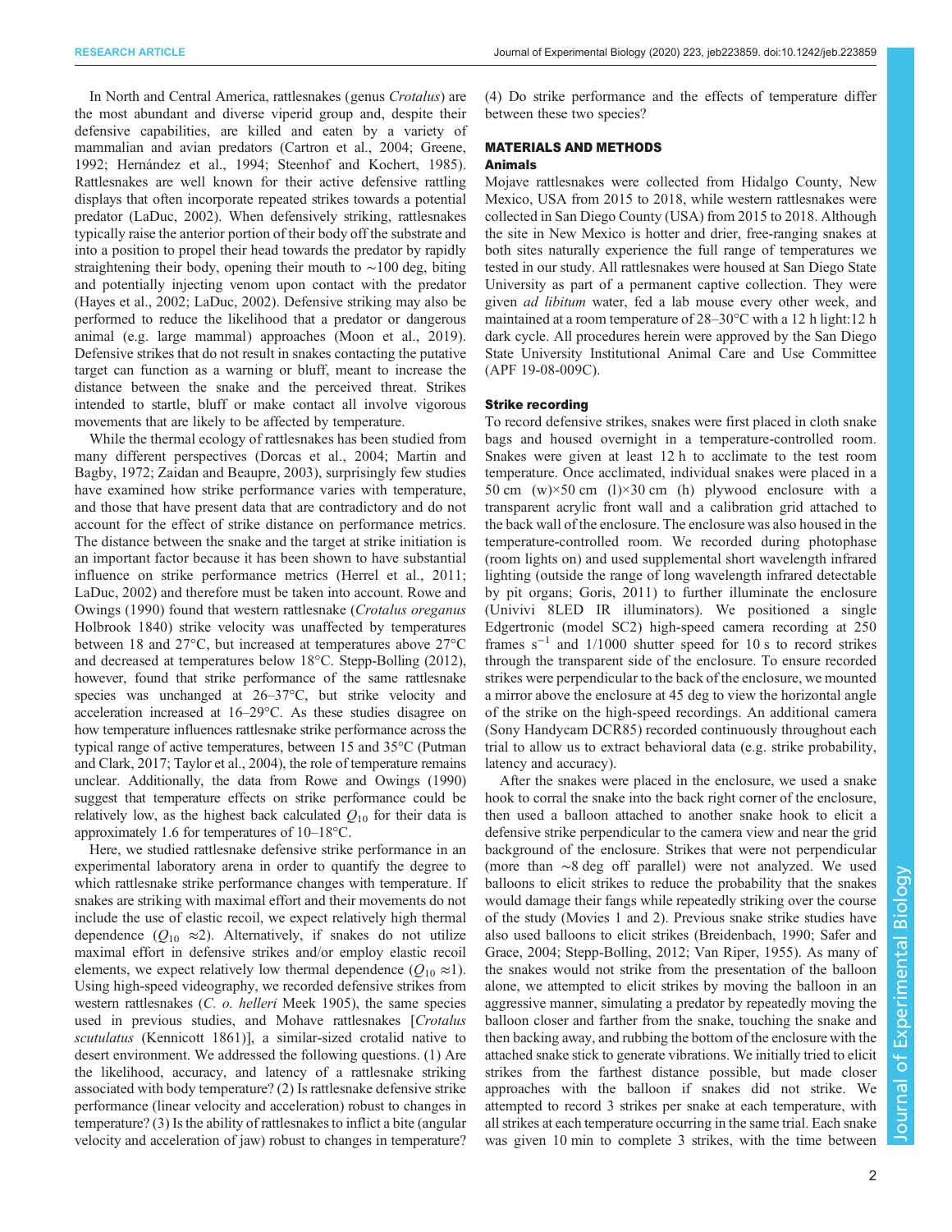In North and Central America, rattlesnakes (genus *Crotalus*) are the most abundant and diverse viperid group and, despite their defensive capabilities, are killed and eaten by a variety of mammalian and avian predators (Cartron et al., 2004; Greene, 1992; Hernández et al., 1994; Steenhof and Kochert, 1985). Rattlesnakes are well known for their active defensive rattling displays that often incorporate repeated strikes towards a potential predator (LaDuc, 2002). When defensively striking, rattlesnakes typically raise the anterior portion of their body off the substrate and into a position to propel their head towards the predator by rapidly straightening their body, opening their mouth to ∼100 deg, biting and potentially injecting venom upon contact with the predator (Hayes et al., 2002; LaDuc, 2002). Defensive striking may also be performed to reduce the likelihood that a predator or dangerous animal (e.g. large mammal) approaches (Moon et al., 2019). Defensive strikes that do not result in snakes contacting the putative target can function as a warning or bluff, meant to increase the distance between the snake and the perceived threat. Strikes intended to startle, bluff or make contact all involve vigorous movements that are likely to be affected by temperature.

While the thermal ecology of rattlesnakes has been studied from many different perspectives (Dorcas et al., 2004; Martin and Bagby, 1972; Zaidan and Beaupre, 2003), surprisingly few studies have examined how strike performance varies with temperature, and those that have present data that are contradictory and do not account for the effect of strike distance on performance metrics. The distance between the snake and the target at strike initiation is an important factor because it has been shown to have substantial influence on strike performance metrics (Herrel et al., 2011; LaDuc, 2002) and therefore must be taken into account. Rowe and Owings (1990) found that western rattlesnake (*Crotalus oreganus* Holbrook 1840) strike velocity was unaffected by temperatures between 18 and 27°C, but increased at temperatures above 27°C and decreased at temperatures below 18°C. Stepp-Bolling (2012), however, found that strike performance of the same rattlesnake species was unchanged at 26–37°C, but strike velocity and acceleration increased at 16–29°C. As these studies disagree on how temperature influences rattlesnake strike performance across the typical range of active temperatures, between 15 and 35°C (Putman and Clark, 2017; Taylor et al., 2004), the role of temperature remains unclear. Additionally, the data from Rowe and Owings (1990) suggest that temperature effects on strike performance could be relatively low, as the highest back calculated $Q_{10}$ for their data is approximately 1.6 for temperatures of 10–18°C.

Here, we studied rattlesnake defensive strike performance in an experimental laboratory arena in order to quantify the degree to which rattlesnake strike performance changes with temperature. If snakes are striking with maximal effort and their movements do not include the use of elastic recoil, we expect relatively high thermal dependence ($Q_{10} \approx 2$). Alternatively, if snakes do not utilize maximal effort in defensive strikes and/or employ elastic recoil elements, we expect relatively low thermal dependence ($Q_{10} \approx 1$). Using high-speed videography, we recorded defensive strikes from western rattlesnakes (*C. o. helleri* Meek 1905), the same species used in previous studies, and Mohave rattlesnakes [*Crotalus scutulatus* (Kennicott 1861)], a similar-sized crotalid native to desert environment. We addressed the following questions. (1) Are the likelihood, accuracy, and latency of a rattlesnake striking associated with body temperature? (2) Is rattlesnake defensive strike performance (linear velocity and acceleration) robust to changes in temperature? (3) Is the ability of rattlesnakes to inflict a bite (angular velocity and acceleration of jaw) robust to changes in temperature? (4) Do strike performance and the effects of temperature differ between these two species?

## MATERIALS AND METHODS

### Animals

Mojave rattlesnakes were collected from Hidalgo County, New Mexico, USA from 2015 to 2018, while western rattlesnakes were collected in San Diego County (USA) from 2015 to 2018. Although the site in New Mexico is hotter and drier, free-ranging snakes at both sites naturally experience the full range of temperatures we tested in our study. All rattlesnakes were housed at San Diego State University as part of a permanent captive collection. They were given *ad libitum* water, fed a lab mouse every other week, and maintained at a room temperature of 28–30°C with a 12 h light:12 h dark cycle. All procedures herein were approved by the San Diego State University Institutional Animal Care and Use Committee (APF 19-08-009C).

### Strike recording

To record defensive strikes, snakes were first placed in cloth snake bags and housed overnight in a temperature-controlled room. Snakes were given at least 12 h to acclimate to the test room temperature. Once acclimated, individual snakes were placed in a 50 cm (w)×50 cm (l)×30 cm (h) plywood enclosure with a transparent acrylic front wall and a calibration grid attached to the back wall of the enclosure. The enclosure was also housed in the temperature-controlled room. We recorded during photophase (room lights on) and used supplemental short wavelength infrared lighting (outside the range of long wavelength infrared detectable by pit organs; Goris, 2011) to further illuminate the enclosure (Univivi 8LED IR illuminators). We positioned a single Edgertronic (model SC2) high-speed camera recording at 250 frames $s^{-1}$ and 1/1000 shutter speed for 10 s to record strikes through the transparent side of the enclosure. To ensure recorded strikes were perpendicular to the back of the enclosure, we mounted a mirror above the enclosure at 45 deg to view the horizontal angle of the strike on the high-speed recordings. An additional camera (Sony Handycam DCR85) recorded continuously throughout each trial to allow us to extract behavioral data (e.g. strike probability, latency and accuracy).

After the snakes were placed in the enclosure, we used a snake hook to corral the snake into the back right corner of the enclosure, then used a balloon attached to another snake hook to elicit a defensive strike perpendicular to the camera view and near the grid background of the enclosure. Strikes that were not perpendicular (more than ∼8 deg off parallel) were not analyzed. We used balloons to elicit strikes to reduce the probability that the snakes would damage their fangs while repeatedly striking over the course of the study (Movies 1 and 2). Previous snake strike studies have also used balloons to elicit strikes (Breidenbach, 1990; Safer and Grace, 2004; Stepp-Bolling, 2012; Van Riper, 1955). As many of the snakes would not strike from the presentation of the balloon alone, we attempted to elicit strikes by moving the balloon in an aggressive manner, simulating a predator by repeatedly moving the balloon closer and farther from the snake, touching the snake and then backing away, and rubbing the bottom of the enclosure with the attached snake stick to generate vibrations. We initially tried to elicit strikes from the farthest distance possible, but made closer approaches with the balloon if snakes did not strike. We attempted to record 3 strikes per snake at each temperature, with all strikes at each temperature occurring in the same trial. Each snake was given 10 min to complete 3 strikes, with the time between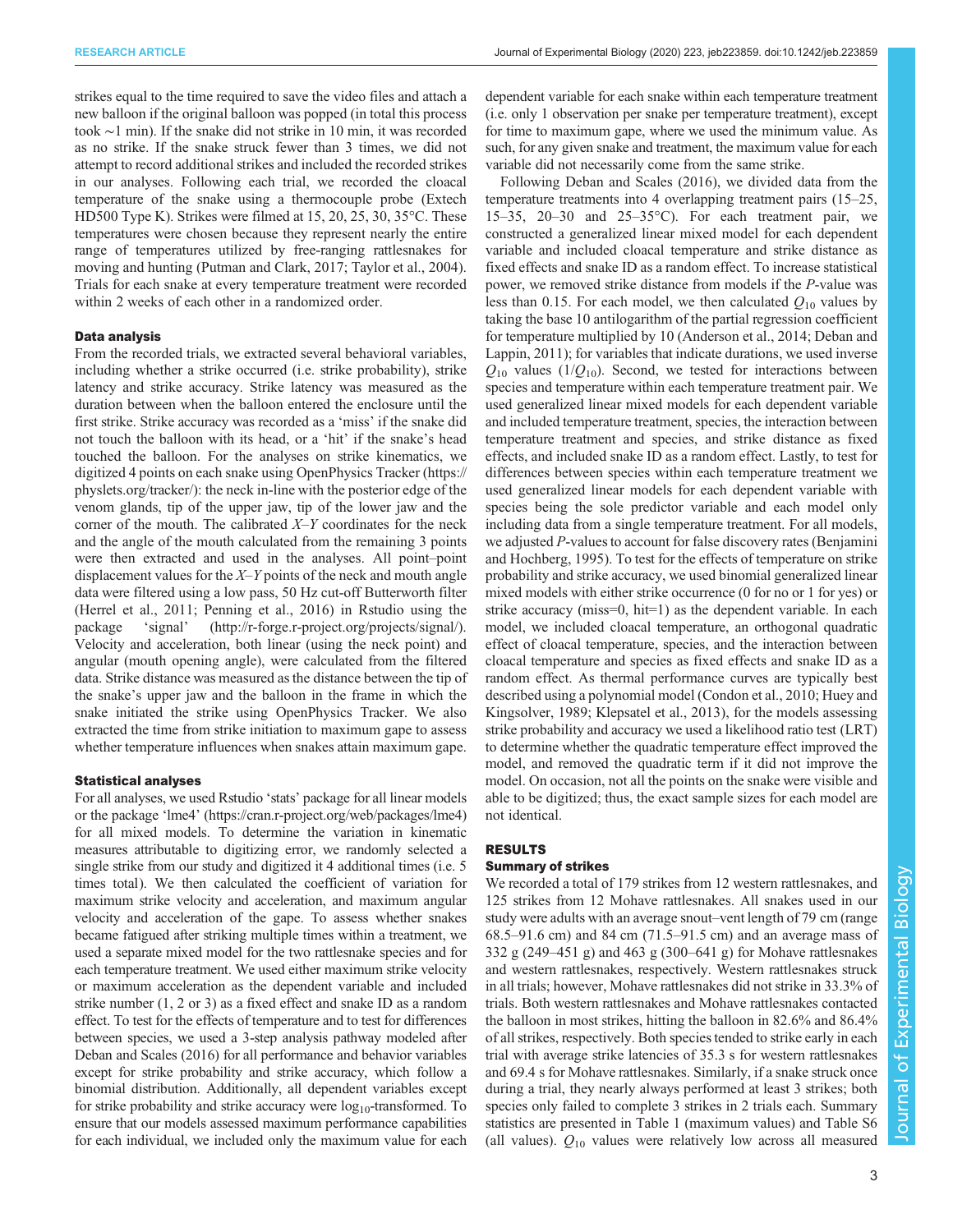strikes equal to the time required to save the video files and attach a new balloon if the original balloon was popped (in total this process took ∼1 min). If the snake did not strike in 10 min, it was recorded as no strike. If the snake struck fewer than 3 times, we did not attempt to record additional strikes and included the recorded strikes in our analyses. Following each trial, we recorded the cloacal temperature of the snake using a thermocouple probe (Extech HD500 Type K). Strikes were filmed at 15, 20, 25, 30, 35°C. These temperatures were chosen because they represent nearly the entire range of temperatures utilized by free-ranging rattlesnakes for moving and hunting (Putman and Clark, 2017; Taylor et al., 2004). Trials for each snake at every temperature treatment were recorded within 2 weeks of each other in a randomized order.

#### Data analysis

From the recorded trials, we extracted several behavioral variables, including whether a strike occurred (i.e. strike probability), strike latency and strike accuracy. Strike latency was measured as the duration between when the balloon entered the enclosure until the first strike. Strike accuracy was recorded as a 'miss' if the snake did not touch the balloon with its head, or a 'hit' if the snake's head touched the balloon. For the analyses on strike kinematics, we digitized 4 points on each snake using OpenPhysics Tracker (https://physlets.org/tracker/): the neck in-line with the posterior edge of the venom glands, tip of the upper jaw, tip of the lower jaw and the corner of the mouth. The calibrated $X$–$Y$ coordinates for the neck and the angle of the mouth calculated from the remaining 3 points were then extracted and used in the analyses. All point–point displacement values for the $X$–$Y$ points of the neck and mouth angle data were filtered using a low pass, 50 Hz cut-off Butterworth filter (Herrel et al., 2011; Penning et al., 2016) in Rstudio using the package 'signal' (http://r-forge.r-project.org/projects/signal/). Velocity and acceleration, both linear (using the neck point) and angular (mouth opening angle), were calculated from the filtered data. Strike distance was measured as the distance between the tip of the snake's upper jaw and the balloon in the frame in which the snake initiated the strike using OpenPhysics Tracker. We also extracted the time from strike initiation to maximum gape to assess whether temperature influences when snakes attain maximum gape.

#### Statistical analyses

For all analyses, we used Rstudio 'stats' package for all linear models or the package 'lme4' (https://cran.r-project.org/web/packages/lme4) for all mixed models. To determine the variation in kinematic measures attributable to digitizing error, we randomly selected a single strike from our study and digitized it 4 additional times (i.e. 5 times total). We then calculated the coefficient of variation for maximum strike velocity and acceleration, and maximum angular velocity and acceleration of the gape. To assess whether snakes became fatigued after striking multiple times within a treatment, we used a separate mixed model for the two rattlesnake species and for each temperature treatment. We used either maximum strike velocity or maximum acceleration as the dependent variable and included strike number (1, 2 or 3) as a fixed effect and snake ID as a random effect. To test for the effects of temperature and to test for differences between species, we used a 3-step analysis pathway modeled after Deban and Scales (2016) for all performance and behavior variables except for strike probability and strike accuracy, which follow a binomial distribution. Additionally, all dependent variables except for strike probability and strike accuracy were $\log_{10}$-transformed. To ensure that our models assessed maximum performance capabilities for each individual, we included only the maximum value for each dependent variable for each snake within each temperature treatment (i.e. only 1 observation per snake per temperature treatment), except for time to maximum gape, where we used the minimum value. As such, for any given snake and treatment, the maximum value for each variable did not necessarily come from the same strike.

Following Deban and Scales (2016), we divided data from the temperature treatments into 4 overlapping treatment pairs (15–25, 15–35, 20–30 and 25–35°C). For each treatment pair, we constructed a generalized linear mixed model for each dependent variable and included cloacal temperature and strike distance as fixed effects and snake ID as a random effect. To increase statistical power, we removed strike distance from models if the $P$-value was less than 0.15. For each model, we then calculated $Q_{10}$ values by taking the base 10 antilogarithm of the partial regression coefficient for temperature multiplied by 10 (Anderson et al., 2014; Deban and Lappin, 2011); for variables that indicate durations, we used inverse $Q_{10}$ values ($1/Q_{10}$). Second, we tested for interactions between species and temperature within each temperature treatment pair. We used generalized linear mixed models for each dependent variable and included temperature treatment, species, the interaction between temperature treatment and species, and strike distance as fixed effects, and included snake ID as a random effect. Lastly, to test for differences between species within each temperature treatment we used generalized linear models for each dependent variable with species being the sole predictor variable and each model only including data from a single temperature treatment. For all models, we adjusted $P$-values to account for false discovery rates (Benjamini and Hochberg, 1995). To test for the effects of temperature on strike probability and strike accuracy, we used binomial generalized linear mixed models with either strike occurrence (0 for no or 1 for yes) or strike accuracy (miss=0, hit=1) as the dependent variable. In each model, we included cloacal temperature, an orthogonal quadratic effect of cloacal temperature, species, and the interaction between cloacal temperature and species as fixed effects and snake ID as a random effect. As thermal performance curves are typically best described using a polynomial model (Condon et al., 2010; Huey and Kingsolver, 1989; Klepsatel et al., 2013), for the models assessing strike probability and accuracy we used a likelihood ratio test (LRT) to determine whether the quadratic temperature effect improved the model, and removed the quadratic term if it did not improve the model. On occasion, not all the points on the snake were visible and able to be digitized; thus, the exact sample sizes for each model are not identical.

## RESULTS

#### Summary of strikes

We recorded a total of 179 strikes from 12 western rattlesnakes, and 125 strikes from 12 Mohave rattlesnakes. All snakes used in our study were adults with an average snout–vent length of 79 cm (range 68.5–91.6 cm) and 84 cm (71.5–91.5 cm) and an average mass of 332 g (249–451 g) and 463 g (300–641 g) for Mohave rattlesnakes and western rattlesnakes, respectively. Western rattlesnakes struck in all trials; however, Mohave rattlesnakes did not strike in 33.3% of trials. Both western rattlesnakes and Mohave rattlesnakes contacted the balloon in most strikes, hitting the balloon in 82.6% and 86.4% of all strikes, respectively. Both species tended to strike early in each trial with average strike latencies of 35.3 s for western rattlesnakes and 69.4 s for Mohave rattlesnakes. Similarly, if a snake struck once during a trial, they nearly always performed at least 3 strikes; both species only failed to complete 3 strikes in 2 trials each. Summary statistics are presented in Table 1 (maximum values) and Table S6 (all values). $Q_{10}$ values were relatively low across all measured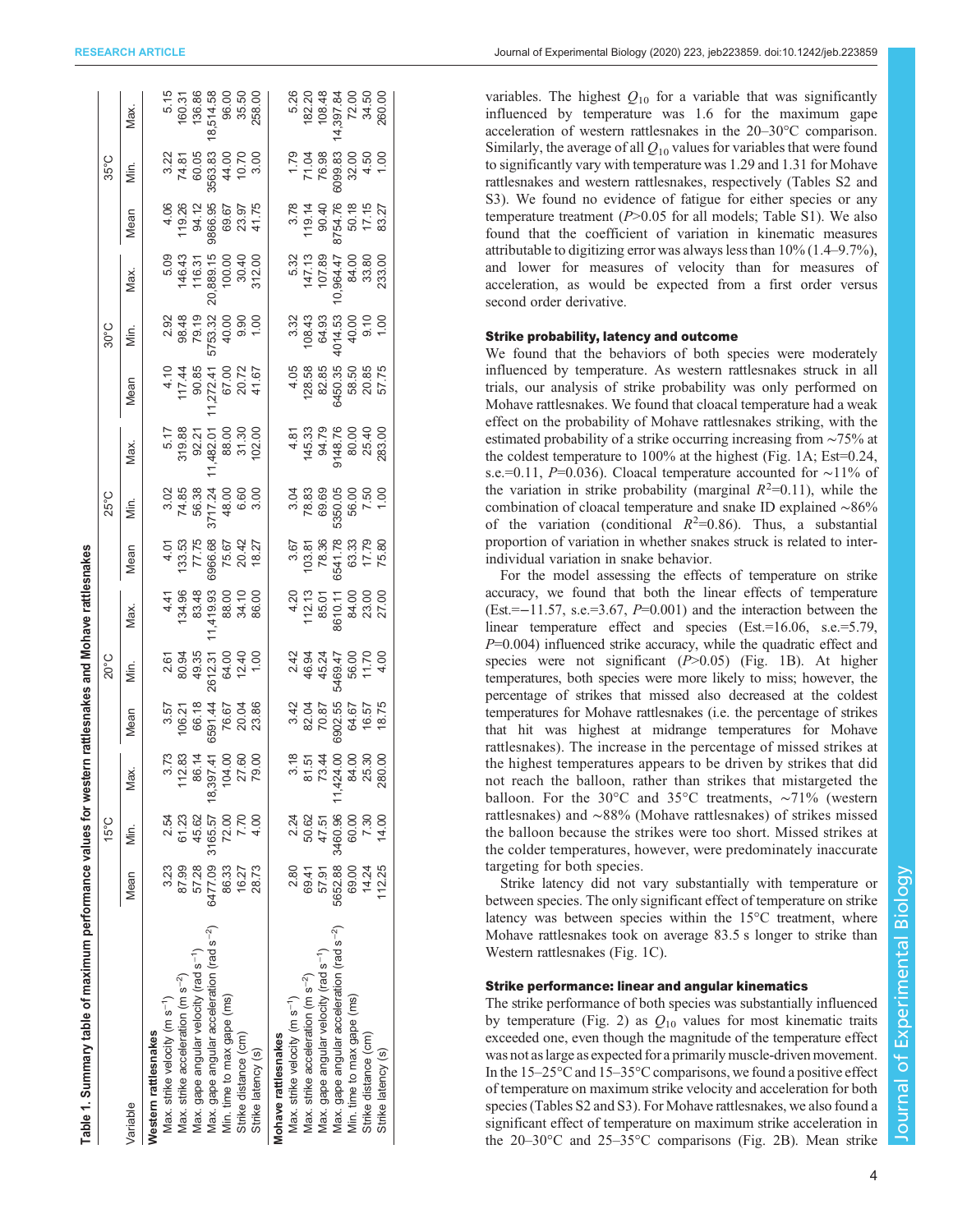Table 1. Summary table of maximum performance values for western rattlesnakes and Mohave rattlesnakes

| Variable | 15°C | | | 20°C | | | 25°C | | | 30°C | | | 35°C | | |
|---|---|---|---|---|---|---|---|---|---|---|---|---|---|---|---|
| | Mean | Min. | Max. | Mean | Min. | Max. | Mean | Min. | Max. | Mean | Min. | Max. | Mean | Min. | Max. |
| **Western rattlesnakes** | | | | | | | | | | | | | | | |
| Max. strike velocity (m s$^{-1}$) | 3.23 | 2.54 | 3.73 | 3.57 | 2.61 | 4.41 | 4.01 | 3.02 | 5.17 | 4.10 | 2.92 | 5.09 | 4.06 | 3.22 | 5.15 |
| Max. strike acceleration (m s$^{-2}$) | 87.99 | 61.23 | 112.83 | 106.21 | 80.94 | 134.96 | 133.53 | 74.85 | 319.88 | 117.44 | 98.48 | 146.43 | 119.26 | 74.81 | 160.31 |
| Max. gape angular velocity (rad s$^{-1}$) | 57.28 | 45.62 | 86.14 | 66.18 | 49.35 | 83.48 | 77.75 | 56.38 | 92.21 | 90.85 | 79.19 | 116.31 | 94.12 | 60.05 | 136.86 |
| Max. gape angular acceleration (rad s$^{-2}$) | 6477.09 | 3165.57 | 18,397.41 | 6591.44 | 2612.31 | 11,419.93 | 6966.68 | 3717.24 | 11,482.01 | 11,272.41 | 5753.32 | 20,889.15 | 9866.95 | 3563.83 | 18,514.58 |
| Min. time to max gape (ms) | 86.33 | 72.00 | 104.00 | 76.67 | 64.00 | 88.00 | 75.67 | 48.00 | 88.00 | 67.00 | 40.00 | 100.00 | 69.67 | 44.00 | 96.00 |
| Strike distance (cm) | 16.27 | 7.70 | 27.60 | 20.04 | 12.40 | 34.10 | 20.42 | 6.60 | 31.30 | 20.72 | 9.90 | 30.40 | 23.97 | 10.70 | 35.50 |
| Strike latency (s) | 28.73 | 4.00 | 79.00 | 23.86 | 1.00 | 86.00 | 18.27 | 3.00 | 102.00 | 41.67 | 1.00 | 312.00 | 41.75 | 3.00 | 258.00 |
| **Mohave rattlesnakes** | | | | | | | | | | | | | | | |
| Max. strike velocity (m s$^{-1}$) | 2.80 | 2.24 | 3.18 | 3.42 | 2.42 | 4.20 | 3.67 | 3.04 | 4.81 | 4.05 | 3.32 | 5.32 | 3.78 | 1.79 | 5.26 |
| Max. strike acceleration (m s$^{-2}$) | 69.41 | 50.62 | 81.51 | 82.04 | 46.94 | 112.13 | 103.81 | 78.83 | 145.33 | 128.58 | 108.43 | 147.13 | 119.14 | 71.04 | 182.20 |
| Max. gape angular velocity (rad s$^{-1}$) | 57.91 | 47.51 | 73.44 | 70.87 | 45.24 | 85.01 | 78.36 | 69.69 | 94.79 | 82.85 | 64.93 | 107.89 | 90.40 | 76.98 | 108.48 |
| Max. gape angular acceleration (rad s$^{-2}$) | 5652.88 | 3460.96 | 11,424.00 | 6902.55 | 5469.47 | 8610.11 | 6541.78 | 5350.05 | 9148.76 | 6450.35 | 4014.53 | 10,964.47 | 8754.76 | 6099.83 | 14,397.84 |
| Min. time to max gape (ms) | 69.00 | 60.00 | 84.00 | 64.67 | 56.00 | 84.00 | 63.33 | 56.00 | 80.00 | 58.50 | 40.00 | 84.00 | 50.18 | 32.00 | 72.00 |
| Strike distance (cm) | 14.24 | 7.30 | 25.30 | 16.57 | 11.70 | 23.00 | 17.79 | 7.50 | 25.40 | 20.85 | 9.10 | 33.80 | 17.15 | 4.50 | 34.50 |
| Strike latency (s) | 112.25 | 14.00 | 280.00 | 18.75 | 4.00 | 27.00 | 75.80 | 1.00 | 283.00 | 57.75 | 1.00 | 233.00 | 83.27 | 1.00 | 260.00 |

variables. The highest $Q_{10}$ for a variable that was significantly influenced by temperature was 1.6 for the maximum gape acceleration of western rattlesnakes in the 20–30°C comparison. Similarly, the average of all $Q_{10}$ values for variables that were found to significantly vary with temperature was 1.29 and 1.31 for Mohave rattlesnakes and western rattlesnakes, respectively (Tables S2 and S3). We found no evidence of fatigue for either species or any temperature treatment ($P$>0.05 for all models; Table S1). We also found that the coefficient of variation in kinematic measures attributable to digitizing error was always less than 10% (1.4–9.7%), and lower for measures of velocity than for measures of acceleration, as would be expected from a first order versus second order derivative.

### Strike probability, latency and outcome

We found that the behaviors of both species were moderately influenced by temperature. As western rattlesnakes struck in all trials, our analysis of strike probability was only performed on Mohave rattlesnakes. We found that cloacal temperature had a weak effect on the probability of Mohave rattlesnakes striking, with the estimated probability of a strike occurring increasing from ∼75% at the coldest temperature to 100% at the highest (Fig. 1A; Est=0.24, s.e.=0.11, $P$=0.036). Cloacal temperature accounted for ∼11% of the variation in strike probability (marginal $R^2$=0.11), while the combination of cloacal temperature and snake ID explained ∼86% of the variation (conditional $R^2$=0.86). Thus, a substantial proportion of variation in whether snakes struck is related to inter-individual variation in snake behavior.

For the model assessing the effects of temperature on strike accuracy, we found that both the linear effects of temperature (Est.=−11.57, s.e.=3.67, $P$=0.001) and the interaction between the linear temperature effect and species (Est.=16.06, s.e.=5.79, $P$=0.004) influenced strike accuracy, while the quadratic effect and species were not significant ($P$>0.05) (Fig. 1B). At higher temperatures, both species were more likely to miss; however, the percentage of strikes that missed also decreased at the coldest temperatures for Mohave rattlesnakes (i.e. the percentage of strikes that hit was highest at midrange temperatures for Mohave rattlesnakes). The increase in the percentage of missed strikes at the highest temperatures appears to be driven by strikes that did not reach the balloon, rather than strikes that mistargeted the balloon. For the 30°C and 35°C treatments, ∼71% (western rattlesnakes) and ∼88% (Mohave rattlesnakes) of strikes missed the balloon because the strikes were too short. Missed strikes at the colder temperatures, however, were predominately inaccurate targeting for both species.

Strike latency did not vary substantially with temperature or between species. The only significant effect of temperature on strike latency was between species within the 15°C treatment, where Mohave rattlesnakes took on average 83.5 s longer to strike than Western rattlesnakes (Fig. 1C).

### Strike performance: linear and angular kinematics

The strike performance of both species was substantially influenced by temperature (Fig. 2) as $Q_{10}$ values for most kinematic traits exceeded one, even though the magnitude of the temperature effect was not as large as expected for a primarily muscle-driven movement. In the 15–25°C and 15–35°C comparisons, we found a positive effect of temperature on maximum strike velocity and acceleration for both species (Tables S2 and S3). For Mohave rattlesnakes, we also found a significant effect of temperature on maximum strike acceleration in the 20–30°C and 25–35°C comparisons (Fig. 2B). Mean strike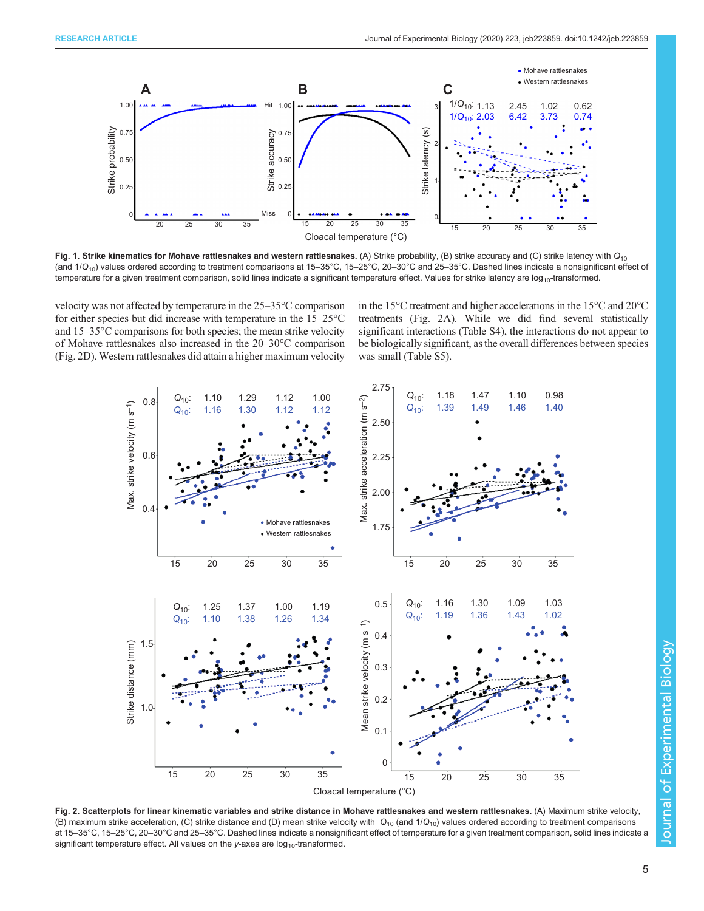Fig. 1. Strike kinematics for Mohave rattlesnakes and western rattlesnakes. (A) Strike probability, (B) strike accuracy and (C) strike latency with $Q_{10}$ (and $1/Q_{10}$) values ordered according to treatment comparisons at 15–35°C, 15–25°C, 20–30°C and 25–35°C. Dashed lines indicate a nonsignificant effect of temperature for a given treatment comparison, solid lines indicate a significant temperature effect. Values for strike latency are $\log_{10}$-transformed.

velocity was not affected by temperature in the 25–35°C comparison for either species but did increase with temperature in the 15–25°C and 15–35°C comparisons for both species; the mean strike velocity of Mohave rattlesnakes also increased in the 20–30°C comparison (Fig. 2D). Western rattlesnakes did attain a higher maximum velocity in the 15°C treatment and higher accelerations in the 15°C and 20°C treatments (Fig. 2A). While we did find several statistically significant interactions (Table S4), the interactions do not appear to be biologically significant, as the overall differences between species was small (Table S5).

Fig. 2. Scatterplots for linear kinematic variables and strike distance in Mohave rattlesnakes and western rattlesnakes. (A) Maximum strike velocity, (B) maximum strike acceleration, (C) strike distance and (D) mean strike velocity with $Q_{10}$ (and $1/Q_{10}$) values ordered according to treatment comparisons at 15–35°C, 15–25°C, 20–30°C and 25–35°C. Dashed lines indicate a nonsignificant effect of temperature for a given treatment comparison, solid lines indicate a significant temperature effect. All values on the *y*-axes are $\log_{10}$-transformed.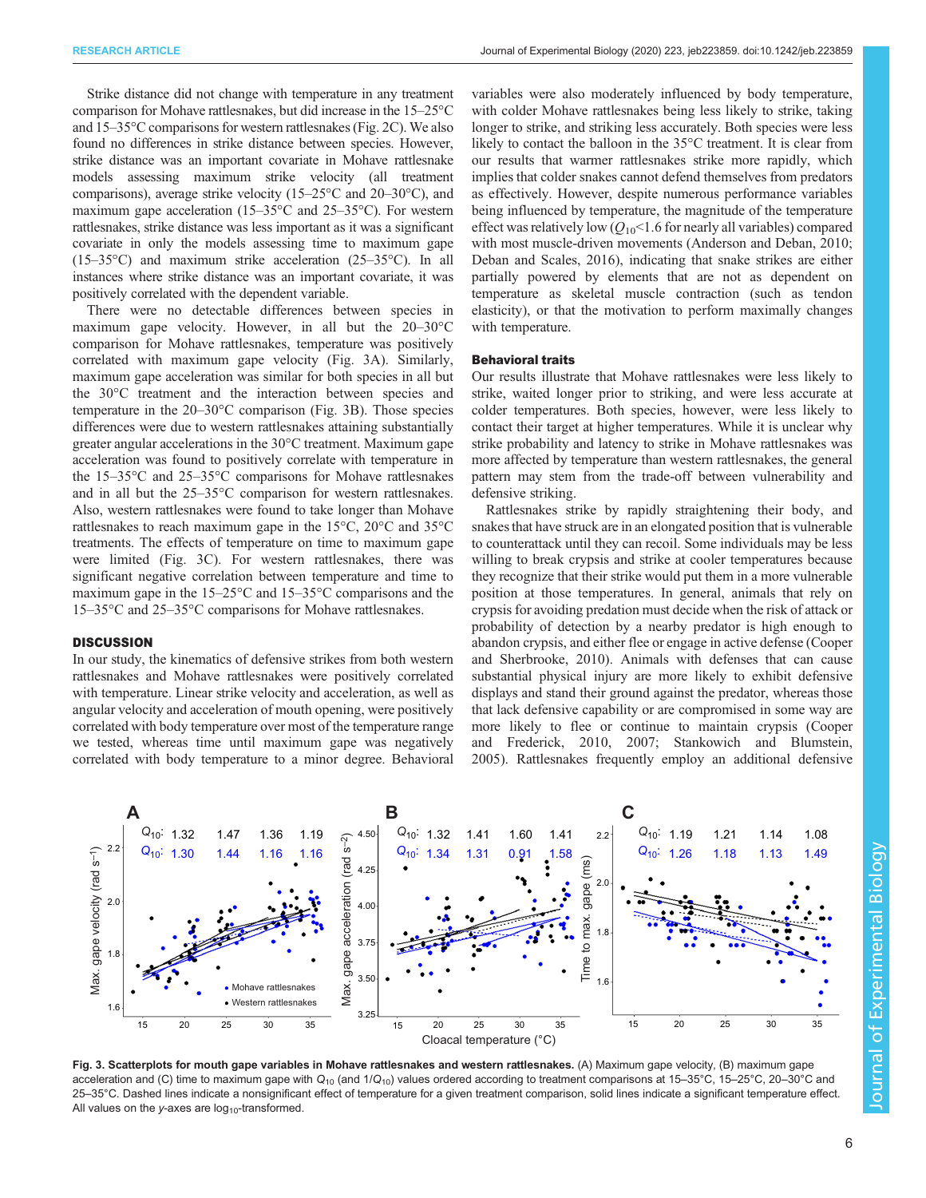Strike distance did not change with temperature in any treatment comparison for Mohave rattlesnakes, but did increase in the 15–25°C and 15–35°C comparisons for western rattlesnakes (Fig. 2C). We also found no differences in strike distance between species. However, strike distance was an important covariate in Mohave rattlesnake models assessing maximum strike velocity (all treatment comparisons), average strike velocity (15–25°C and 20–30°C), and maximum gape acceleration (15–35°C and 25–35°C). For western rattlesnakes, strike distance was less important as it was a significant covariate in only the models assessing time to maximum gape (15–35°C) and maximum strike acceleration (25–35°C). In all instances where strike distance was an important covariate, it was positively correlated with the dependent variable.

There were no detectable differences between species in maximum gape velocity. However, in all but the 20–30°C comparison for Mohave rattlesnakes, temperature was positively correlated with maximum gape velocity (Fig. 3A). Similarly, maximum gape acceleration was similar for both species in all but the 30°C treatment and the interaction between species and temperature in the 20–30°C comparison (Fig. 3B). Those species differences were due to western rattlesnakes attaining substantially greater angular accelerations in the 30°C treatment. Maximum gape acceleration was found to positively correlate with temperature in the 15–35°C and 25–35°C comparisons for Mohave rattlesnakes and in all but the 25–35°C comparison for western rattlesnakes. Also, western rattlesnakes were found to take longer than Mohave rattlesnakes to reach maximum gape in the 15°C, 20°C and 35°C treatments. The effects of temperature on time to maximum gape were limited (Fig. 3C). For western rattlesnakes, there was significant negative correlation between temperature and time to maximum gape in the 15–25°C and 15–35°C comparisons and the 15–35°C and 25–35°C comparisons for Mohave rattlesnakes.

## DISCUSSION

In our study, the kinematics of defensive strikes from both western rattlesnakes and Mohave rattlesnakes were positively correlated with temperature. Linear strike velocity and acceleration, as well as angular velocity and acceleration of mouth opening, were positively correlated with body temperature over most of the temperature range we tested, whereas time until maximum gape was negatively correlated with body temperature to a minor degree. Behavioral variables were also moderately influenced by body temperature, with colder Mohave rattlesnakes being less likely to strike, taking longer to strike, and striking less accurately. Both species were less likely to contact the balloon in the 35°C treatment. It is clear from our results that warmer rattlesnakes strike more rapidly, which implies that colder snakes cannot defend themselves from predators as effectively. However, despite numerous performance variables being influenced by temperature, the magnitude of the temperature effect was relatively low ($Q_{10}$<1.6 for nearly all variables) compared with most muscle-driven movements (Anderson and Deban, 2010; Deban and Scales, 2016), indicating that snake strikes are either partially powered by elements that are not as dependent on temperature as skeletal muscle contraction (such as tendon elasticity), or that the motivation to perform maximally changes with temperature.

### Behavioral traits

Our results illustrate that Mohave rattlesnakes were less likely to strike, waited longer prior to striking, and were less accurate at colder temperatures. Both species, however, were less likely to contact their target at higher temperatures. While it is unclear why strike probability and latency to strike in Mohave rattlesnakes was more affected by temperature than western rattlesnakes, the general pattern may stem from the trade-off between vulnerability and defensive striking.

Rattlesnakes strike by rapidly straightening their body, and snakes that have struck are in an elongated position that is vulnerable to counterattack until they can recoil. Some individuals may be less willing to break crypsis and strike at cooler temperatures because they recognize that their strike would put them in a more vulnerable position at those temperatures. In general, animals that rely on crypsis for avoiding predation must decide when the risk of attack or probability of detection by a nearby predator is high enough to abandon crypsis, and either flee or engage in active defense (Cooper and Sherbrooke, 2010). Animals with defenses that can cause substantial physical injury are more likely to exhibit defensive displays and stand their ground against the predator, whereas those that lack defensive capability or are compromised in some way are more likely to flee or continue to maintain crypsis (Cooper and Frederick, 2010, 2007; Stankowich and Blumstein, 2005). Rattlesnakes frequently employ an additional defensive

**Fig. 3. Scatterplots for mouth gape variables in Mohave rattlesnakes and western rattlesnakes.** (A) Maximum gape velocity, (B) maximum gape acceleration and (C) time to maximum gape with $Q_{10}$ (and $1/Q_{10}$) values ordered according to treatment comparisons at 15–35°C, 15–25°C, 20–30°C and 25–35°C. Dashed lines indicate a nonsignificant effect of temperature for a given treatment comparison, solid lines indicate a significant temperature effect. All values on the y-axes are $\log_{10}$-transformed.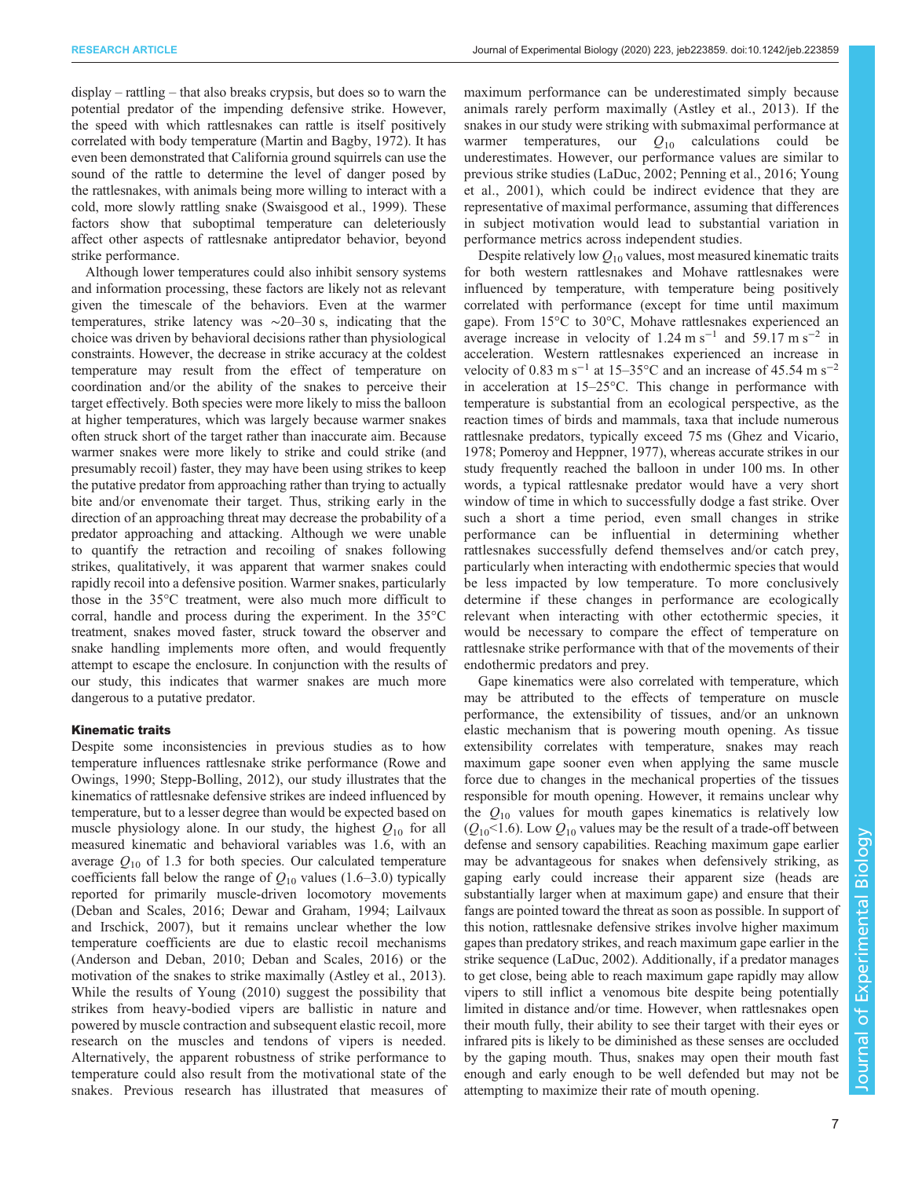display – rattling – that also breaks crypsis, but does so to warn the potential predator of the impending defensive strike. However, the speed with which rattlesnakes can rattle is itself positively correlated with body temperature (Martin and Bagby, 1972). It has even been demonstrated that California ground squirrels can use the sound of the rattle to determine the level of danger posed by the rattlesnakes, with animals being more willing to interact with a cold, more slowly rattling snake (Swaisgood et al., 1999). These factors show that suboptimal temperature can deleteriously affect other aspects of rattlesnake antipredator behavior, beyond strike performance.

Although lower temperatures could also inhibit sensory systems and information processing, these factors are likely not as relevant given the timescale of the behaviors. Even at the warmer temperatures, strike latency was ∼20–30 s, indicating that the choice was driven by behavioral decisions rather than physiological constraints. However, the decrease in strike accuracy at the coldest temperature may result from the effect of temperature on coordination and/or the ability of the snakes to perceive their target effectively. Both species were more likely to miss the balloon at higher temperatures, which was largely because warmer snakes often struck short of the target rather than inaccurate aim. Because warmer snakes were more likely to strike and could strike (and presumably recoil) faster, they may have been using strikes to keep the putative predator from approaching rather than trying to actually bite and/or envenomate their target. Thus, striking early in the direction of an approaching threat may decrease the probability of a predator approaching and attacking. Although we were unable to quantify the retraction and recoiling of snakes following strikes, qualitatively, it was apparent that warmer snakes could rapidly recoil into a defensive position. Warmer snakes, particularly those in the 35°C treatment, were also much more difficult to corral, handle and process during the experiment. In the 35°C treatment, snakes moved faster, struck toward the observer and snake handling implements more often, and would frequently attempt to escape the enclosure. In conjunction with the results of our study, this indicates that warmer snakes are much more dangerous to a putative predator.

### Kinematic traits

Despite some inconsistencies in previous studies as to how temperature influences rattlesnake strike performance (Rowe and Owings, 1990; Stepp-Bolling, 2012), our study illustrates that the kinematics of rattlesnake defensive strikes are indeed influenced by temperature, but to a lesser degree than would be expected based on muscle physiology alone. In our study, the highest $Q_{10}$ for all measured kinematic and behavioral variables was 1.6, with an average $Q_{10}$ of 1.3 for both species. Our calculated temperature coefficients fall below the range of $Q_{10}$ values (1.6–3.0) typically reported for primarily muscle-driven locomotory movements (Deban and Scales, 2016; Dewar and Graham, 1994; Lailvaux and Irschick, 2007), but it remains unclear whether the low temperature coefficients are due to elastic recoil mechanisms (Anderson and Deban, 2010; Deban and Scales, 2016) or the motivation of the snakes to strike maximally (Astley et al., 2013). While the results of Young (2010) suggest the possibility that strikes from heavy-bodied vipers are ballistic in nature and powered by muscle contraction and subsequent elastic recoil, more research on the muscles and tendons of vipers is needed. Alternatively, the apparent robustness of strike performance to temperature could also result from the motivational state of the snakes. Previous research has illustrated that measures of maximum performance can be underestimated simply because animals rarely perform maximally (Astley et al., 2013). If the snakes in our study were striking with submaximal performance at warmer temperatures, our $Q_{10}$ calculations could be underestimates. However, our performance values are similar to previous strike studies (LaDuc, 2002; Penning et al., 2016; Young et al., 2001), which could be indirect evidence that they are representative of maximal performance, assuming that differences in subject motivation would lead to substantial variation in performance metrics across independent studies.

Despite relatively low $Q_{10}$ values, most measured kinematic traits for both western rattlesnakes and Mohave rattlesnakes were influenced by temperature, with temperature being positively correlated with performance (except for time until maximum gape). From 15°C to 30°C, Mohave rattlesnakes experienced an average increase in velocity of 1.24 m s$^{-1}$ and 59.17 m s$^{-2}$ in acceleration. Western rattlesnakes experienced an increase in velocity of 0.83 m s$^{-1}$ at 15–35°C and an increase of 45.54 m s$^{-2}$ in acceleration at 15–25°C. This change in performance with temperature is substantial from an ecological perspective, as the reaction times of birds and mammals, taxa that include numerous rattlesnake predators, typically exceed 75 ms (Ghez and Vicario, 1978; Pomeroy and Heppner, 1977), whereas accurate strikes in our study frequently reached the balloon in under 100 ms. In other words, a typical rattlesnake predator would have a very short window of time in which to successfully dodge a fast strike. Over such a short a time period, even small changes in strike performance can be influential in determining whether rattlesnakes successfully defend themselves and/or catch prey, particularly when interacting with endothermic species that would be less impacted by low temperature. To more conclusively determine if these changes in performance are ecologically relevant when interacting with other ectothermic species, it would be necessary to compare the effect of temperature on rattlesnake strike performance with that of the movements of their endothermic predators and prey.

Gape kinematics were also correlated with temperature, which may be attributed to the effects of temperature on muscle performance, the extensibility of tissues, and/or an unknown elastic mechanism that is powering mouth opening. As tissue extensibility correlates with temperature, snakes may reach maximum gape sooner even when applying the same muscle force due to changes in the mechanical properties of the tissues responsible for mouth opening. However, it remains unclear why the $Q_{10}$ values for mouth gapes kinematics is relatively low ($Q_{10}$<1.6). Low $Q_{10}$ values may be the result of a trade-off between defense and sensory capabilities. Reaching maximum gape earlier may be advantageous for snakes when defensively striking, as gaping early could increase their apparent size (heads are substantially larger when at maximum gape) and ensure that their fangs are pointed toward the threat as soon as possible. In support of this notion, rattlesnake defensive strikes involve higher maximum gapes than predatory strikes, and reach maximum gape earlier in the strike sequence (LaDuc, 2002). Additionally, if a predator manages to get close, being able to reach maximum gape rapidly may allow vipers to still inflict a venomous bite despite being potentially limited in distance and/or time. However, when rattlesnakes open their mouth fully, their ability to see their target with their eyes or infrared pits is likely to be diminished as these senses are occluded by the gaping mouth. Thus, snakes may open their mouth fast enough and early enough to be well defended but may not be attempting to maximize their rate of mouth opening.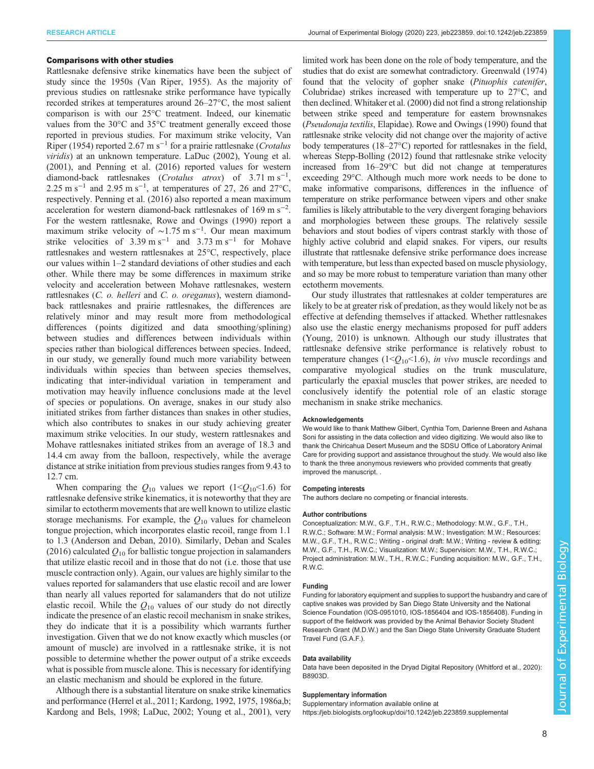### Comparisons with other studies

Rattlesnake defensive strike kinematics have been the subject of study since the 1950s (Van Riper, 1955). As the majority of previous studies on rattlesnake strike performance have typically recorded strikes at temperatures around 26–27°C, the most salient comparison is with our 25°C treatment. Indeed, our kinematic values from the 30°C and 35°C treatment generally exceed those reported in previous studies. For maximum strike velocity, Van Riper (1954) reported 2.67 m $s^{-1}$ for a prairie rattlesnake (*Crotalus viridis*) at an unknown temperature. LaDuc (2002), Young et al. (2001), and Penning et al. (2016) reported values for western diamond-back rattlesnakes (*Crotalus atrox*) of 3.71 m $s^{-1}$, 2.25 m $s^{-1}$ and 2.95 m $s^{-1}$, at temperatures of 27, 26 and 27°C, respectively. Penning et al. (2016) also reported a mean maximum acceleration for western diamond-back rattlesnakes of 169 m $s^{-2}$. For the western rattlesnake, Rowe and Owings (1990) report a maximum strike velocity of ∼1.75 m $s^{-1}$. Our mean maximum strike velocities of 3.39 m $s^{-1}$ and 3.73 m $s^{-1}$ for Mohave rattlesnakes and western rattlesnakes at 25°C, respectively, place our values within 1–2 standard deviations of other studies and each other. While there may be some differences in maximum strike velocity and acceleration between Mohave rattlesnakes, western rattlesnakes (*C. o. helleri* and *C. o. oreganus*), western diamond-back rattlesnakes and prairie rattlesnakes, the differences are relatively minor and may result more from methodological differences (points digitized and data smoothing/splining) between studies and differences between individuals within species rather than biological differences between species. Indeed, in our study, we generally found much more variability between individuals within species than between species themselves, indicating that inter-individual variation in temperament and motivation may heavily influence conclusions made at the level of species or populations. On average, snakes in our study also initiated strikes from farther distances than snakes in other studies, which also contributes to snakes in our study achieving greater maximum strike velocities. In our study, western rattlesnakes and Mohave rattlesnakes initiated strikes from an average of 18.3 and 14.4 cm away from the balloon, respectively, while the average distance at strike initiation from previous studies ranges from 9.43 to 12.7 cm.

When comparing the $Q_{10}$ values we report ($1<Q_{10}<1.6$) for rattlesnake defensive strike kinematics, it is noteworthy that they are similar to ectotherm movements that are well known to utilize elastic storage mechanisms. For example, the $Q_{10}$ values for chameleon tongue projection, which incorporates elastic recoil, range from 1.1 to 1.3 (Anderson and Deban, 2010). Similarly, Deban and Scales (2016) calculated $Q_{10}$ for ballistic tongue projection in salamanders that utilize elastic recoil and in those that do not (i.e. those that use muscle contraction only). Again, our values are highly similar to the values reported for salamanders that use elastic recoil and are lower than nearly all values reported for salamanders that do not utilize elastic recoil. While the $Q_{10}$ values of our study do not directly indicate the presence of an elastic recoil mechanism in snake strikes, they do indicate that it is a possibility which warrants further investigation. Given that we do not know exactly which muscles (or amount of muscle) are involved in a rattlesnake strike, it is not possible to determine whether the power output of a strike exceeds what is possible from muscle alone. This is necessary for identifying an elastic mechanism and should be explored in the future.

Although there is a substantial literature on snake strike kinematics and performance (Herrel et al., 2011; Kardong, 1992, 1975, 1986a,b; Kardong and Bels, 1998; LaDuc, 2002; Young et al., 2001), very limited work has been done on the role of body temperature, and the studies that do exist are somewhat contradictory. Greenwald (1974) found that the velocity of gopher snake (*Pituophis catenifer*, Colubridae) strikes increased with temperature up to 27°C, and then declined. Whitaker et al. (2000) did not find a strong relationship between strike speed and temperature for eastern brownsnakes (*Pseudonaja textilis*, Elapidae). Rowe and Owings (1990) found that rattlesnake strike velocity did not change over the majority of active body temperatures (18–27°C) reported for rattlesnakes in the field, whereas Stepp-Bolling (2012) found that rattlesnake strike velocity increased from 16–29°C but did not change at temperatures exceeding 29°C. Although much more work needs to be done to make informative comparisons, differences in the influence of temperature on strike performance between vipers and other snake families is likely attributable to the very divergent foraging behaviors and morphologies between these groups. The relatively sessile behaviors and stout bodies of vipers contrast starkly with those of highly active colubrid and elapid snakes. For vipers, our results illustrate that rattlesnake defensive strike performance does increase with temperature, but less than expected based on muscle physiology, and so may be more robust to temperature variation than many other ectotherm movements.

Our study illustrates that rattlesnakes at colder temperatures are likely to be at greater risk of predation, as they would likely not be as effective at defending themselves if attacked. Whether rattlesnakes also use the elastic energy mechanisms proposed for puff adders (Young, 2010) is unknown. Although our study illustrates that rattlesnake defensive strike performance is relatively robust to temperature changes ($1<Q_{10}<1.6$), *in vivo* muscle recordings and comparative myological studies on the trunk musculature, particularly the epaxial muscles that power strikes, are needed to conclusively identify the potential role of an elastic storage mechanism in snake strike mechanics.

#### Acknowledgements

We would like to thank Matthew Gilbert, Cynthia Tom, Darienne Breen and Ashana Soni for assisting in the data collection and video digitizing. We would also like to thank the Chiricahua Desert Museum and the SDSU Office of Laboratory Animal Care for providing support and assistance throughout the study. We would also like to thank the three anonymous reviewers who provided comments that greatly improved the manuscript. .

#### Competing interests

The authors declare no competing or financial interests.

#### Author contributions

Conceptualization: M.W., G.F., T.H., R.W.C.; Methodology: M.W., G.F., T.H., R.W.C.; Software: M.W.; Formal analysis: M.W.; Investigation: M.W.; Resources: M.W., G.F., T.H., R.W.C.; Writing - original draft: M.W.; Writing - review & editing: M.W., G.F., T.H., R.W.C.; Visualization: M.W.; Supervision: M.W., T.H., R.W.C.; Project administration: M.W., T.H., R.W.C.; Funding acquisition: M.W., G.F., T.H., R.W.C.

#### Funding

Funding for laboratory equipment and supplies to support the husbandry and care of captive snakes was provided by San Diego State University and the National Science Foundation (IOS-0951010, IOS-1856404 and IOS-1856408). Funding in support of the fieldwork was provided by the Animal Behavior Society Student Research Grant (M.D.W.) and the San Diego State University Graduate Student Travel Fund (G.A.F.).

#### Data availability

Data have been deposited in the Dryad Digital Repository (Whitford et al., 2020): B8903D.

#### Supplementary information

Supplementary information available online at https://jeb.biologists.org/lookup/doi/10.1242/jeb.223859.supplemental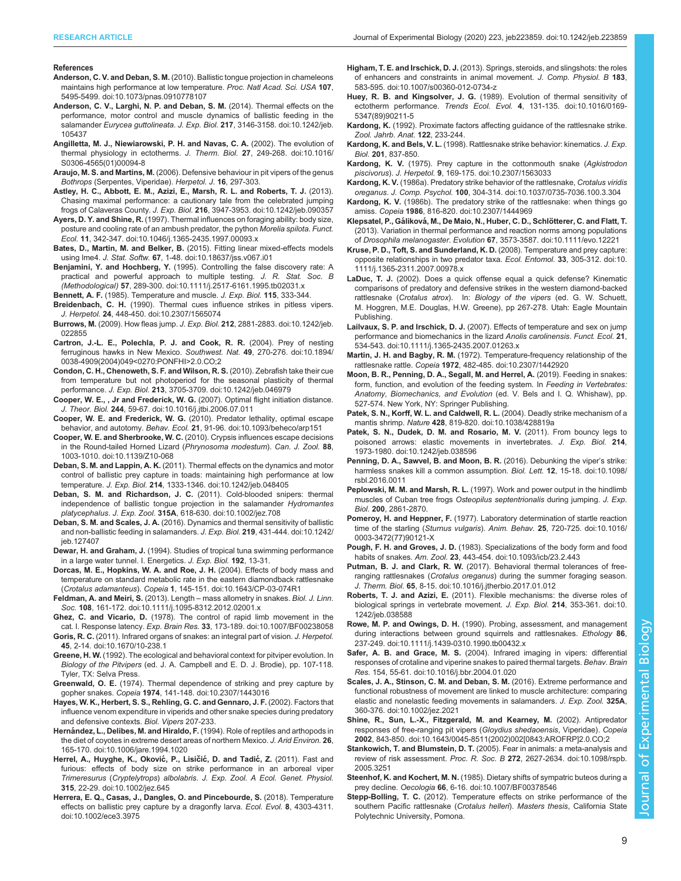### References

**Anderson, C. V. and Deban, S. M.** (2010). Ballistic tongue projection in chameleons maintains high performance at low temperature. *Proc. Natl Acad. Sci. USA* **107**, 5495-5499. doi:10.1073/pnas.0910778107

**Anderson, C. V., Larghi, N. P. and Deban, S. M.** (2014). Thermal effects on the performance, motor control and muscle dynamics of ballistic feeding in the salamander *Eurycea guttolineata*. *J. Exp. Biol.* **217**, 3146-3158. doi:10.1242/jeb.105437

**Angilletta, M. J., Niewiarowski, P. H. and Navas, C. A.** (2002). The evolution of thermal physiology in ectotherms. *J. Therm. Biol.* **27**, 249-268. doi:10.1016/S0306-4565(01)00094-8

**Araujo, M. S. and Martins, M.** (2006). Defensive behaviour in pit vipers of the genus *Bothrops* (Serpentes, Viperidae). *Herpetol. J.* **16**, 297-303.

**Astley, H. C., Abbott, E. M., Azizi, E., Marsh, R. L. and Roberts, T. J.** (2013). Chasing maximal performance: a cautionary tale from the celebrated jumping frogs of Calaveras County. *J. Exp. Biol.* **216**, 3947-3953. doi:10.1242/jeb.090357

**Ayers, D. Y. and Shine, R.** (1997). Thermal influences on foraging ability: body size, posture and cooling rate of an ambush predator, the python *Morelia spilota*. *Funct. Ecol.* **11**, 342-347. doi:10.1046/j.1365-2435.1997.00093.x

**Bates, D., Martin, M. and Belker, B.** (2015). Fitting linear mixed-effects models using lme4. *J. Stat. Softw.* **67**, 1-48. doi:10.18637/jss.v067.i01

**Benjamini, Y. and Hochberg, Y.** (1995). Controlling the false discovery rate: A practical and powerful approach to multiple testing. *J. R. Stat. Soc. B (Methodological)* **57**, 289-300. doi:10.1111/j.2517-6161.1995.tb02031.x

**Bennett, A. F.** (1985). Temperature and muscle. *J. Exp. Biol.* **115**, 333-344.

**Breidenbach, C. H.** (1990). Thermal cues influence strikes in pitless vipers. *J. Herpetol.* **24**, 448-450. doi:10.2307/1565074

**Burrows, M.** (2009). How fleas jump. *J. Exp. Biol.* **212**, 2881-2883. doi:10.1242/jeb.022855

**Cartron, J.-L. E., Polechla, P. J. and Cook, R. R.** (2004). Prey of nesting ferruginous hawks in New Mexico. *Southwest. Nat.* **49**, 270-276. doi:10.1894/0038-4909(2004)049<0270:PONFHI>2.0.CO;2

**Condon, C. H., Chenoweth, S. F. and Wilson, R. S.** (2010). Zebrafish take their cue from temperature but not photoperiod for the seasonal plasticity of thermal performance. *J. Exp. Biol.* **213**, 3705-3709. doi:10.1242/jeb.046979

**Cooper, W. E., , Jr and Frederick, W. G.** (2007). Optimal flight initiation distance. *J. Theor. Biol.* **244**, 59-67. doi:10.1016/j.jtbi.2006.07.011

**Cooper, W. E. and Frederick, W. G.** (2010). Predator lethality, optimal escape behavior, and autotomy. *Behav. Ecol.* **21**, 91-96. doi:10.1093/beheco/arp151

**Cooper, W. E. and Sherbrooke, W. C.** (2010). Crypsis influences escape decisions in the Round-tailed Horned Lizard (*Phrynosoma modestum*). *Can. J. Zool.* **88**, 1003-1010. doi:10.1139/Z10-068

**Deban, S. M. and Lappin, A. K.** (2011). Thermal effects on the dynamics and motor control of ballistic prey capture in toads: maintaining high performance at low temperature. *J. Exp. Biol.* **214**, 1333-1346. doi:10.1242/jeb.048405

**Deban, S. M. and Richardson, J. C.** (2011). Cold-blooded snipers: thermal independence of ballistic tongue projection in the salamander *Hydromantes platycephalus*. *J. Exp. Zool.* **315A**, 618-630. doi:10.1002/jez.708

**Deban, S. M. and Scales, J. A.** (2016). Dynamics and thermal sensitivity of ballistic and non-ballistic feeding in salamanders. *J. Exp. Biol.* **219**, 431-444. doi:10.1242/jeb.127407

**Dewar, H. and Graham, J.** (1994). Studies of tropical tuna swimming performance in a large water tunnel. I. Energetics. *J. Exp. Biol.* **192**, 13-31.

**Dorcas, M. E., Hopkins, W. A. and Roe, J. H.** (2004). Effects of body mass and temperature on standard metabolic rate in the eastern diamondback rattlesnake (*Crotalus adamanteus*). *Copeia* **1**, 145-151. doi:10.1643/CP-03-074R1

**Feldman, A. and Meiri, S.** (2013). Length – mass allometry in snakes. *Biol. J. Linn. Soc.* **108**, 161-172. doi:10.1111/j.1095-8312.2012.02001.x

**Ghez, C. and Vicario, D.** (1978). The control of rapid limb movement in the cat. I. Response latency. *Exp. Brain Res.* **33**, 173-189. doi:10.1007/BF00238058

**Goris, R. C.** (2011). Infrared organs of snakes: an integral part of vision. *J. Herpetol.* **45**, 2-14. doi:10.1670/10-238.1

**Greene, H. W.** (1992). The ecological and behavioral context for pitviper evolution. In *Biology of the Pitvipers* (ed. J. A. Campbell and E. D. J. Brodie), pp. 107-118. Tyler, TX: Selva Press.

**Greenwald, O. E.** (1974). Thermal dependence of striking and prey capture by gopher snakes. *Copeia* **1974**, 141-148. doi:10.2307/1443016

**Hayes, W. K., Herbert, S. S., Rehling, G. C. and Gennaro, J. F.** (2002). Factors that influence venom expenditure in viperids and other snake species during predatory and defensive contexts. *Biol. Vipers* 207-233.

**Hernández, L., Delibes, M. and Hiraldo, F.** (1994). Role of reptiles and arthopods in the diet of coyotes in extreme desert areas of northern Mexico. *J. Arid Environ.* **26**, 165-170. doi:10.1006/jare.1994.1020

**Herrel, A., Huyghe, K., Oković, P., Lisičić, D. and Tadić, Z.** (2011). Fast and furious: effects of body size on strike performance in an arboreal viper *Trimeresurus* (*Cryptelytrops*) *albolabris*. *J. Exp. Zool. A Ecol. Genet. Physiol.* **315**, 22-29. doi:10.1002/jez.645

**Herrera, E. Q., Casas, J., Dangles, O. and Pincebourde, S.** (2018). Temperature effects on ballistic prey capture by a dragonfly larva. *Ecol. Evol.* **8**, 4303-4311. doi:10.1002/ece3.3975

**Higham, T. E. and Irschick, D. J.** (2013). Springs, steroids, and slingshots: the roles of enhancers and constraints in animal movement. *J. Comp. Physiol. B* **183**, 583-595. doi:10.1007/s00360-012-0734-z

**Huey, R. B. and Kingsolver, J. G.** (1989). Evolution of thermal sensitivity of ectotherm performance. *Trends Ecol. Evol.* **4**, 131-135. doi:10.1016/0169-5347(89)90211-5

**Kardong, K.** (1992). Proximate factors affecting guidance of the rattlesnake strike. *Zool. Jahrb. Anat.* **122**, 233-244.

**Kardong, K. and Bels, V. L.** (1998). Rattlesnake strike behavior: kinematics. *J. Exp. Biol.* **201**, 837-850.

**Kardong, K. V.** (1975). Prey capture in the cottonmouth snake (*Agkistrodon piscivorus*). *J. Herpetol.* **9**, 169-175. doi:10.2307/1563033

**Kardong, K. V.** (1986a). Predatory strike behavior of the rattlesnake, *Crotalus viridis oreganus*. *J. Comp. Psychol.* **100**, 304-314. doi:10.1037/0735-7036.100.3.304

**Kardong, K. V.** (1986b). The predatory strike of the rattlesnake: when things go amiss. *Copeia* **1986**, 816-820. doi:10.2307/1444969

**Klepsatel, P., Gáliková, M., De Maio, N., Huber, C. D., Schlötterer, C. and Flatt, T.** (2013). Variation in thermal performance and reaction norms among populations of *Drosophila melanogaster*. *Evolution* **67**, 3573-3587. doi:10.1111/evo.12221

**Kruse, P. D., Toft, S. and Sunderland, K. D.** (2008). Temperature and prey capture: opposite relationships in two predator taxa. *Ecol. Entomol.* **33**, 305-312. doi:10.1111/j.1365-2311.2007.00978.x

**LaDuc, T. J.** (2002). Does a quick offense equal a quick defense? Kinematic comparisons of predatory and defensive strikes in the western diamond-backed rattlesnake (*Crotalus atrox*). In: *Biology of the vipers* (ed. G. W. Schuett, M. Hoggren, M.E. Douglas, H.W. Greene), pp 267-278. Utah: Eagle Mountain Publishing.

**Lailvaux, S. P. and Irschick, D. J.** (2007). Effects of temperature and sex on jump performance and biomechanics in the lizard *Anolis carolinensis*. *Funct. Ecol.* **21**, 534-543. doi:10.1111/j.1365-2435.2007.01263.x

**Martin, J. H. and Bagby, R. M.** (1972). Temperature-frequency relationship of the rattlesnake rattle. *Copeia* **1972**, 482-485. doi:10.2307/1442920

**Moon, B. R., Penning, D. A., Segall, M. and Herrel, A.** (2019). Feeding in snakes: form, function, and evolution of the feeding system. In *Feeding in Vertebrates: Anatomy, Biomechanics, and Evolution* (ed. V. Bels and I. Q. Whishaw), pp. 527-574. New York, NY: Springer Publishing.

**Patek, S. N., Korff, W. L. and Caldwell, R. L.** (2004). Deadly strike mechanism of a mantis shrimp. *Nature* **428**, 819-820. doi:10.1038/428819a

**Patek, S. N., Dudek, D. M. and Rosario, M. V.** (2011). From bouncy legs to poisoned arrows: elastic movements in invertebrates. *J. Exp. Biol.* **214**, 1973-1980. doi:10.1242/jeb.038596

**Penning, D. A., Sawvel, B. and Moon, B. R.** (2016). Debunking the viper's strike: harmless snakes kill a common assumption. *Biol. Lett.* **12**, 15-18. doi:10.1098/rsbl.2016.0011

**Peplowski, M. M. and Marsh, R. L.** (1997). Work and power output in the hindlimb muscles of Cuban tree frogs *Osteopilus septentrionalis* during jumping. *J. Exp. Biol.* **200**, 2861-2870.

**Pomeroy, H. and Heppner, F.** (1977). Laboratory determination of startle reaction time of the starling (*Sturnus vulgaris*). *Anim. Behav.* **25**, 720-725. doi:10.1016/0003-3472(77)90121-X

**Pough, F. H. and Groves, J. D.** (1983). Specializations of the body form and food habits of snakes. *Am. Zool.* **23**, 443-454. doi:10.1093/icb/23.2.443

**Putman, B. J. and Clark, R. W.** (2017). Behavioral thermal tolerances of free-ranging rattlesnakes (*Crotalus oreganus*) during the summer foraging season. *J. Therm. Biol.* **65**, 8-15. doi:10.1016/j.jtherbio.2017.01.012

**Roberts, T. J. and Azizi, E.** (2011). Flexible mechanisms: the diverse roles of biological springs in vertebrate movement. *J. Exp. Biol.* **214**, 353-361. doi:10.1242/jeb.038588

**Rowe, M. P. and Owings, D. H.** (1990). Probing, assessment, and management during interactions between ground squirrels and rattlesnakes. *Ethology* **86**, 237-249. doi:10.1111/j.1439-0310.1990.tb00432.x

**Safer, A. B. and Grace, M. S.** (2004). Infrared imaging in vipers: differential responses of crotaline and viperine snakes to paired thermal targets. *Behav. Brain Res.* 154, 55-61. doi:10.1016/j.bbr.2004.01.020

**Scales, J. A., Stinson, C. M. and Deban, S. M.** (2016). Extreme performance and functional robustness of movement are linked to muscle architecture: comparing elastic and nonelastic feeding movements in salamanders. *J. Exp. Zool.* **325A**, 360-376. doi:10.1002/jez.2021

**Shine, R., Sun, L.-X., Fitzgerald, M. and Kearney, M.** (2002). Antipredator responses of free-ranging pit vipers (*Gloydius shedaoensis*, Viperidae). *Copeia* **2002**, 843-850. doi:10.1643/0045-8511(2002)002[0843:AROFRP]2.0.CO;2

**Stankowich, T. and Blumstein, D. T.** (2005). Fear in animals: a meta-analysis and review of risk assessment. *Proc. R. Soc. B* **272**, 2627-2634. doi:10.1098/rspb.2005.3251

**Steenhof, K. and Kochert, M. N.** (1985). Dietary shifts of sympatric buteos during a prey decline. *Oecologia* **66**, 6-16. doi:10.1007/BF00378546

**Stepp-Bolling, T. C.** (2012). Temperature effects on strike performance of the southern Pacific rattlesnake (*Crotalus helleri*). *Masters thesis*, California State Polytechnic University, Pomona.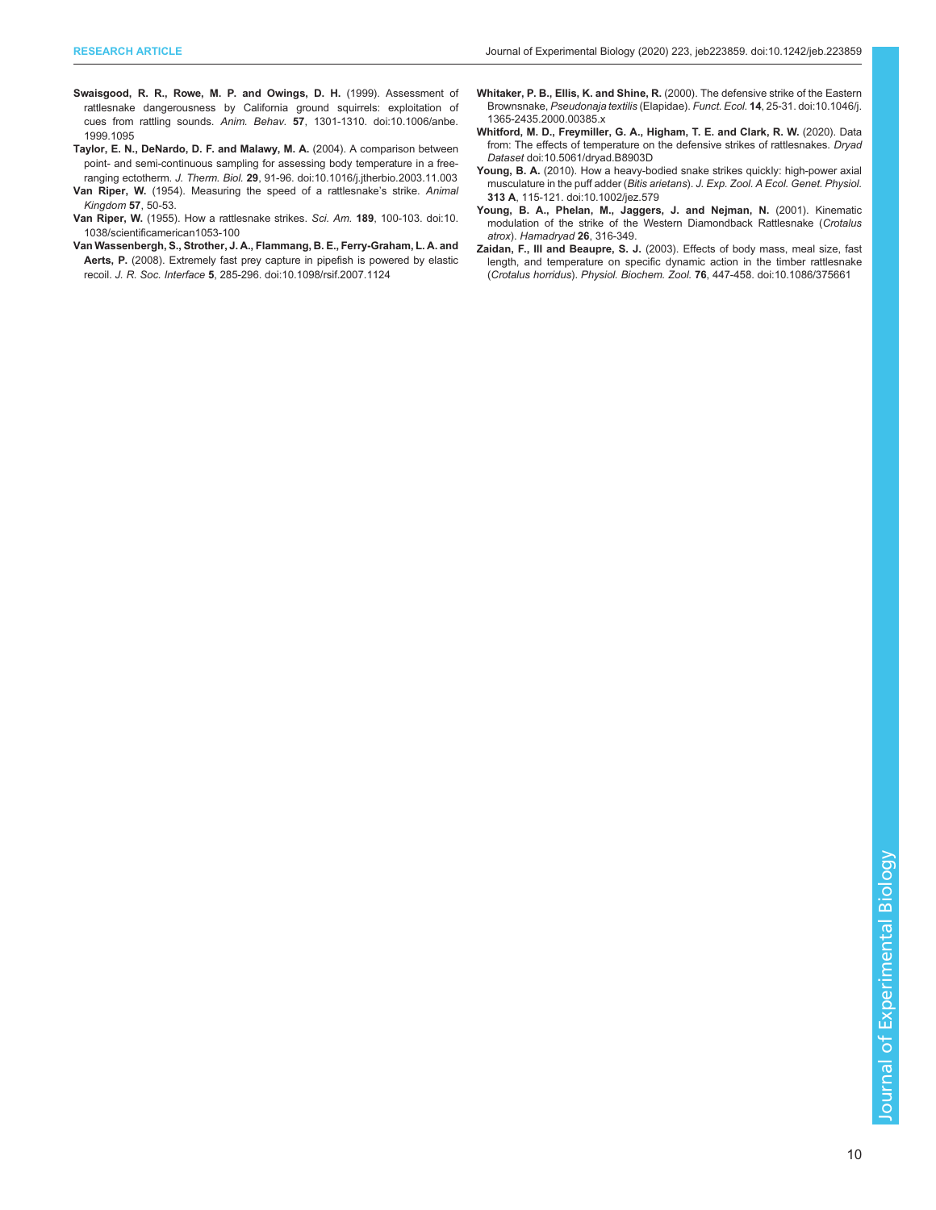**Swaisgood, R. R., Rowe, M. P. and Owings, D. H.** (1999). Assessment of rattlesnake dangerousness by California ground squirrels: exploitation of cues from rattling sounds. *Anim. Behav.* **57**, 1301-1310. doi:10.1006/anbe.1999.1095

**Taylor, E. N., DeNardo, D. F. and Malawy, M. A.** (2004). A comparison between point- and semi-continuous sampling for assessing body temperature in a free-ranging ectotherm. *J. Therm. Biol.* **29**, 91-96. doi:10.1016/j.jtherbio.2003.11.003

**Van Riper, W.** (1954). Measuring the speed of a rattlesnake's strike. *Animal Kingdom* **57**, 50-53.

**Van Riper, W.** (1955). How a rattlesnake strikes. *Sci. Am.* **189**, 100-103. doi:10.1038/scientificamerican1053-100

**Van Wassenbergh, S., Strother, J. A., Flammang, B. E., Ferry-Graham, L. A. and Aerts, P.** (2008). Extremely fast prey capture in pipefish is powered by elastic recoil. *J. R. Soc. Interface* **5**, 285-296. doi:10.1098/rsif.2007.1124

**Whitaker, P. B., Ellis, K. and Shine, R.** (2000). The defensive strike of the Eastern Brownsnake, *Pseudonaja textilis* (Elapidae). *Funct. Ecol.* **14**, 25-31. doi:10.1046/j.1365-2435.2000.00385.x

**Whitford, M. D., Freymiller, G. A., Higham, T. E. and Clark, R. W.** (2020). Data from: The effects of temperature on the defensive strikes of rattlesnakes. *Dryad Dataset* doi:10.5061/dryad.B8903D

**Young, B. A.** (2010). How a heavy-bodied snake strikes quickly: high-power axial musculature in the puff adder (*Bitis arietans*). *J. Exp. Zool. A Ecol. Genet. Physiol.* **313 A**, 115-121. doi:10.1002/jez.579

**Young, B. A., Phelan, M., Jaggers, J. and Nejman, N.** (2001). Kinematic modulation of the strike of the Western Diamondback Rattlesnake (*Crotalus atrox*). *Hamadryad* **26**, 316-349.

**Zaidan, F., III and Beaupre, S. J.** (2003). Effects of body mass, meal size, fast length, and temperature on specific dynamic action in the timber rattlesnake (*Crotalus horridus*). *Physiol. Biochem. Zool.* **76**, 447-458. doi:10.1086/375661